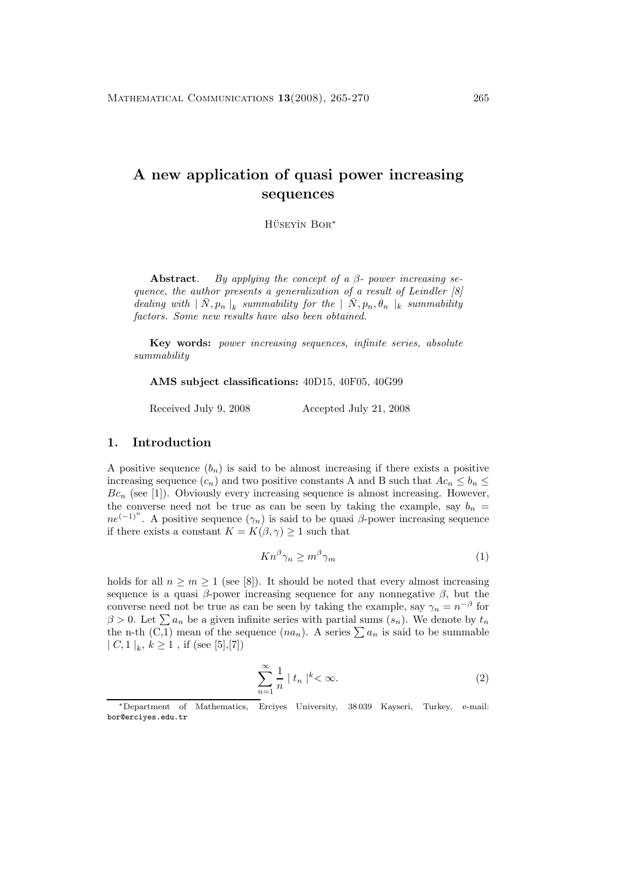# A new application of quasi power increasing sequences

Hüseyin Bor*

**Abstract**. *By applying the concept of a $\beta$- power increasing sequence, the author presents a generalization of a result of Leindler [8] dealing with $|\bar{N}, p_n|_k$ summability for the $|\bar{N}, p_n, \theta_n|_k$ summability factors. Some new results have also been obtained.*

**Key words:** *power increasing sequences, infinite series, absolute summability*

**AMS subject classifications:** 40D15, 40F05, 40G99

Received July 9, 2008 Accepted July 21, 2008

## 1. Introduction

A positive sequence $(b_n)$ is said to be almost increasing if there exists a positive increasing sequence $(c_n)$ and two positive constants A and B such that $Ac_n \leq b_n \leq Bc_n$ (see [1]). Obviously every increasing sequence is almost increasing. However, the converse need not be true as can be seen by taking the example, say $b_n = ne^{(-1)^n}$. A positive sequence $(\gamma_n)$ is said to be quasi $\beta$-power increasing sequence if there exists a constant $K = K(\beta, \gamma) \geq 1$ such that

$$Kn^{\beta}\gamma_n \geq m^{\beta}\gamma_m \tag{1}$$

holds for all $n \geq m \geq 1$ (see [8]). It should be noted that every almost increasing sequence is a quasi $\beta$-power increasing sequence for any nonnegative $\beta$, but the converse need not be true as can be seen by taking the example, say $\gamma_n = n^{-\beta}$ for $\beta > 0$. Let $\sum a_n$ be a given infinite series with partial sums $(s_n)$. We denote by $t_n$ the n-th (C,1) mean of the sequence $(na_n)$. A series $\sum a_n$ is said to be summable $|C, 1|_k$, $k \geq 1$, if (see [5],[7])

$$\sum_{n=1}^{\infty} \frac{1}{n} |t_n|^k < \infty. \tag{2}$$

*Department of Mathematics, Erciyes University, 38 039 Kayseri, Turkey, e-mail: bor@erciyes.edu.tr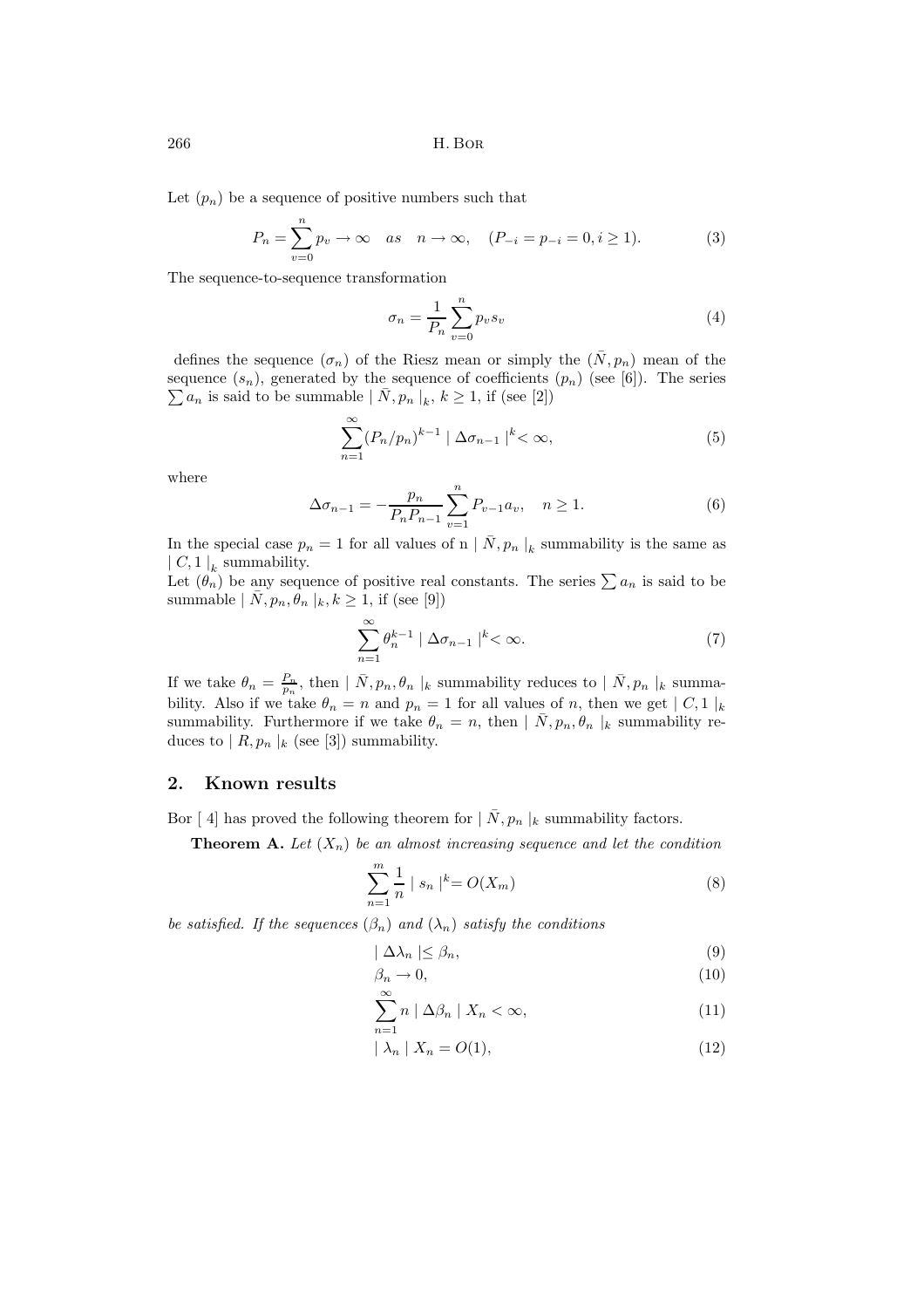Let $(p_n)$ be a sequence of positive numbers such that

$$P_n = \sum_{v=0}^{n} p_v \to \infty \quad as \quad n \to \infty, \quad (P_{-i} = p_{-i} = 0, i \geq 1). \tag{3}$$

The sequence-to-sequence transformation

$$\sigma_n = \frac{1}{P_n} \sum_{v=0}^{n} p_v s_v \tag{4}$$

defines the sequence $(\sigma_n)$ of the Riesz mean or simply the $(\bar{N}, p_n)$ mean of the sequence $(s_n)$, generated by the sequence of coefficients $(p_n)$ (see [6]). The series $\sum a_n$ is said to be summable $\mid \bar{N}, p_n \mid_k$, $k \geq 1$, if (see [2])

$$\sum_{n=1}^{\infty} (P_n/p_n)^{k-1} \mid \Delta\sigma_{n-1} \mid^k < \infty, \tag{5}$$

where

$$\Delta\sigma_{n-1} = -\frac{p_n}{P_n P_{n-1}} \sum_{v=1}^{n} P_{v-1} a_v, \quad n \geq 1. \tag{6}$$

In the special case $p_n = 1$ for all values of n $\mid \bar{N}, p_n \mid_k$ summability is the same as $\mid C, 1 \mid_k$ summability.

Let $(\theta_n)$ be any sequence of positive real constants. The series $\sum a_n$ is said to be summable $\mid \bar{N}, p_n, \theta_n \mid_k, k \geq 1$, if (see [9])

$$\sum_{n=1}^{\infty} \theta_n^{k-1} \mid \Delta\sigma_{n-1} \mid^k < \infty. \tag{7}$$

If we take $\theta_n = \frac{P_n}{p_n}$, then $\mid \bar{N}, p_n, \theta_n \mid_k$ summability reduces to $\mid \bar{N}, p_n \mid_k$ summability. Also if we take $\theta_n = n$ and $p_n = 1$ for all values of $n$, then we get $\mid C, 1 \mid_k$ summability. Furthermore if we take $\theta_n = n$, then $\mid \bar{N}, p_n, \theta_n \mid_k$ summability reduces to $\mid R, p_n \mid_k$ (see [3]) summability.

## 2. Known results

Bor [ 4] has proved the following theorem for $\mid \bar{N}, p_n \mid_k$ summability factors.

**Theorem A.** *Let $(X_n)$ be an almost increasing sequence and let the condition*

$$\sum_{n=1}^{m} \frac{1}{n} \mid s_n \mid^k = O(X_m) \tag{8}$$

*be satisfied. If the sequences $(\beta_n)$ and $(\lambda_n)$ satisfy the conditions*

$$\mid \Delta\lambda_n \mid \leq \beta_n, \tag{9}$$

$$\beta_n \to 0, \tag{10}$$

$$\sum_{n=1}^{\infty} n \mid \Delta\beta_n \mid X_n < \infty, \tag{11}$$

$$\mid \lambda_n \mid X_n = O(1), \tag{12}$$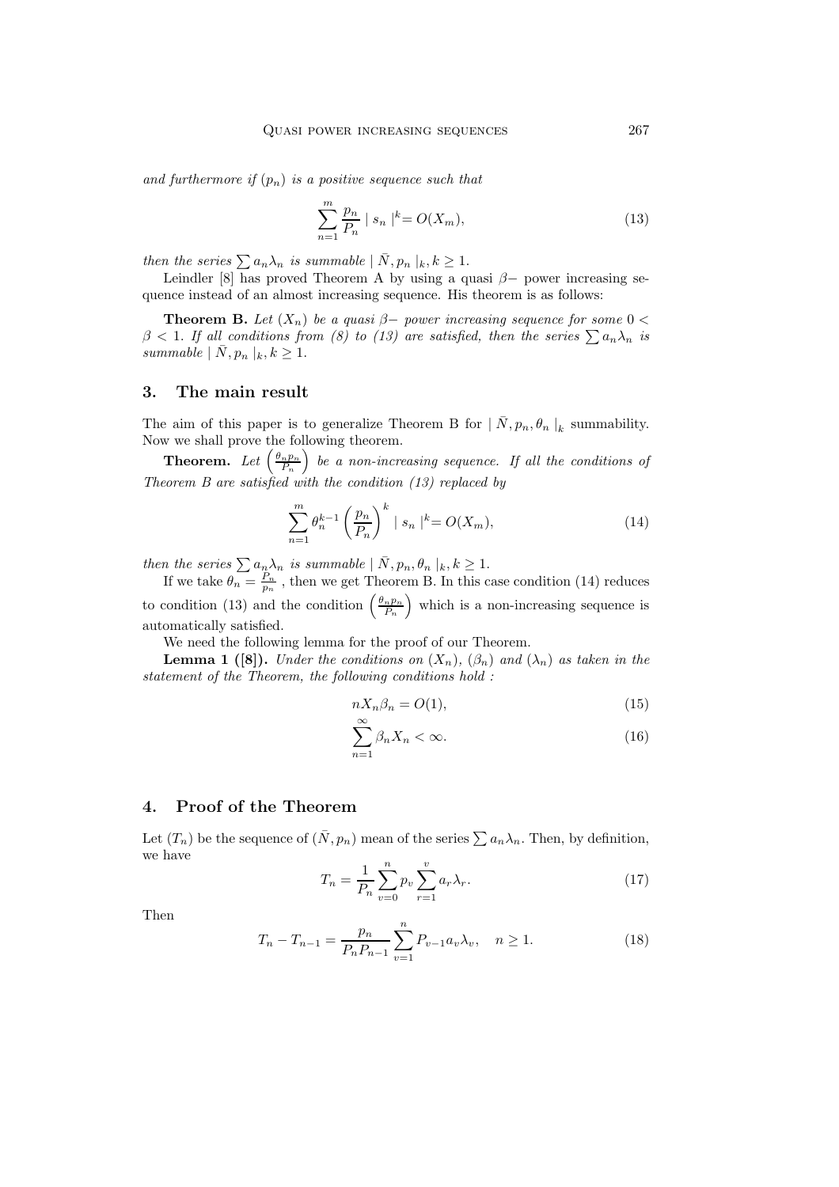*and furthermore if* $(p_n)$ *is a positive sequence such that*

$$\sum_{n=1}^{m} \frac{p_n}{P_n} \mid s_n \mid^k = O(X_m), \tag{13}$$

*then the series* $\sum a_n \lambda_n$ *is summable* $\mid \bar{N}, p_n \mid_k, k \geq 1$.

Leindler [8] has proved Theorem A by using a quasi $\beta-$ power increasing sequence instead of an almost increasing sequence. His theorem is as follows:

**Theorem B.** *Let* $(X_n)$ *be a quasi* $\beta-$ *power increasing sequence for some* $0 < \beta < 1$. *If all conditions from (8) to (13) are satisfied, then the series* $\sum a_n \lambda_n$ *is summable* $\mid \bar{N}, p_n \mid_k, k \geq 1$.

## 3. The main result

The aim of this paper is to generalize Theorem B for $\mid \bar{N}, p_n, \theta_n \mid_k$ summability. Now we shall prove the following theorem.

**Theorem.** *Let* $\left(\frac{\theta_n p_n}{P_n}\right)$ *be a non-increasing sequence. If all the conditions of Theorem B are satisfied with the condition (13) replaced by*

$$\sum_{n=1}^{m} \theta_n^{k-1} \left(\frac{p_n}{P_n}\right)^k \mid s_n \mid^k = O(X_m), \tag{14}$$

*then the series* $\sum a_n \lambda_n$ *is summable* $\mid \bar{N}, p_n, \theta_n \mid_k, k \geq 1$.

If we take $\theta_n = \frac{P_n}{p_n}$ , then we get Theorem B. In this case condition (14) reduces to condition (13) and the condition $\left(\frac{\theta_n p_n}{P_n}\right)$ which is a non-increasing sequence is automatically satisfied.

We need the following lemma for the proof of our Theorem.

**Lemma 1 ([8]).** *Under the conditions on* $(X_n)$, $(\beta_n)$ *and* $(\lambda_n)$ *as taken in the statement of the Theorem, the following conditions hold :*

$$nX_n\beta_n = O(1), \tag{15}$$

$$\sum_{n=1}^{\infty} \beta_n X_n < \infty. \tag{16}$$

## 4. Proof of the Theorem

Let $(T_n)$ be the sequence of $(\bar{N}, p_n)$ mean of the series $\sum a_n \lambda_n$. Then, by definition, we have

$$T_n = \frac{1}{P_n} \sum_{v=0}^{n} p_v \sum_{r=1}^{v} a_r \lambda_r. \tag{17}$$

Then

$$T_n - T_{n-1} = \frac{p_n}{P_n P_{n-1}} \sum_{v=1}^{n} P_{v-1} a_v \lambda_v, \quad n \geq 1. \tag{18}$$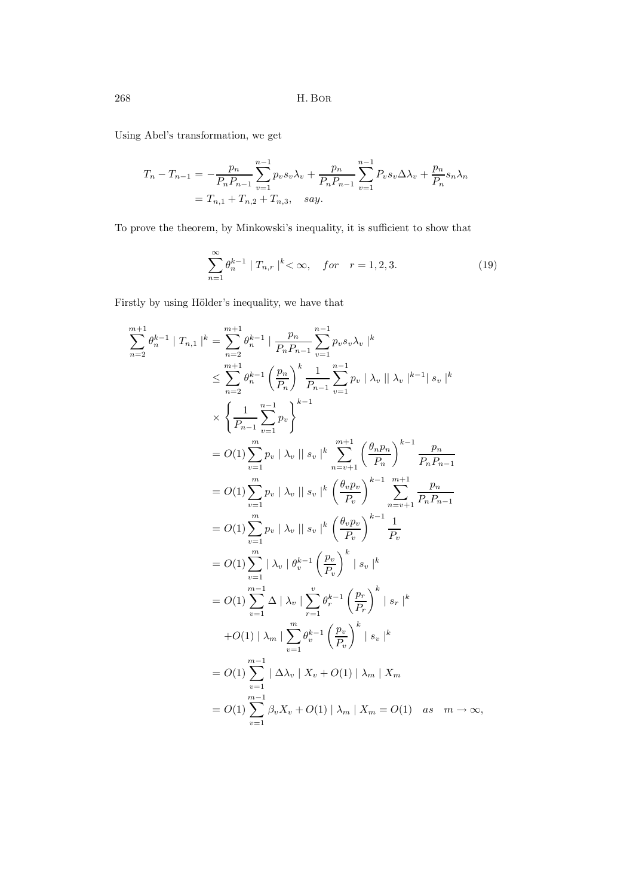Using Abel's transformation, we get

$$
\begin{aligned}
T_n - T_{n-1} &= -\frac{p_n}{P_n P_{n-1}} \sum_{v=1}^{n-1} p_v s_v \lambda_v + \frac{p_n}{P_n P_{n-1}} \sum_{v=1}^{n-1} P_v s_v \Delta\lambda_v + \frac{p_n}{P_n} s_n \lambda_n \\
&= T_{n,1} + T_{n,2} + T_{n,3}, \quad say.
\end{aligned}
$$

To prove the theorem, by Minkowski's inequality, it is sufficient to show that

$$
\sum_{n=1}^{\infty} \theta_n^{k-1} \mid T_{n,r} \mid^k < \infty, \quad for \quad r = 1, 2, 3. \tag{19}
$$

Firstly by using Hölder's inequality, we have that

$$
\begin{aligned}
\sum_{n=2}^{m+1} \theta_n^{k-1} \mid T_{n,1} \mid^k &= \sum_{n=2}^{m+1} \theta_n^{k-1} \mid \frac{p_n}{P_n P_{n-1}} \sum_{v=1}^{n-1} p_v s_v \lambda_v \mid^k \\
&\leq \sum_{n=2}^{m+1} \theta_n^{k-1} \left( \frac{p_n}{P_n} \right)^k \frac{1}{P_{n-1}} \sum_{v=1}^{n-1} p_v \mid \lambda_v \mid\mid \lambda_v \mid^{k-1} \mid s_v \mid^k \\
&\times \left\{ \frac{1}{P_{n-1}} \sum_{v=1}^{n-1} p_v \right\}^{k-1} \\
&= O(1) \sum_{v=1}^{m} p_v \mid \lambda_v \mid\mid s_v \mid^k \sum_{n=v+1}^{m+1} \left( \frac{\theta_n p_n}{P_n} \right)^{k-1} \frac{p_n}{P_n P_{n-1}} \\
&= O(1) \sum_{v=1}^{m} p_v \mid \lambda_v \mid\mid s_v \mid^k \left( \frac{\theta_v p_v}{P_v} \right)^{k-1} \sum_{n=v+1}^{m+1} \frac{p_n}{P_n P_{n-1}} \\
&= O(1) \sum_{v=1}^{m} p_v \mid \lambda_v \mid\mid s_v \mid^k \left( \frac{\theta_v p_v}{P_v} \right)^{k-1} \frac{1}{P_v} \\
&= O(1) \sum_{v=1}^{m} \mid \lambda_v \mid \theta_v^{k-1} \left( \frac{p_v}{P_v} \right)^k \mid s_v \mid^k \\
&= O(1) \sum_{v=1}^{m-1} \Delta \mid \lambda_v \mid \sum_{r=1}^{v} \theta_r^{k-1} \left( \frac{p_r}{P_r} \right)^k \mid s_r \mid^k \\
&\quad + O(1) \mid \lambda_m \mid \sum_{v=1}^{m} \theta_v^{k-1} \left( \frac{p_v}{P_v} \right)^k \mid s_v \mid^k \\
&= O(1) \sum_{v=1}^{m-1} \mid \Delta\lambda_v \mid X_v + O(1) \mid \lambda_m \mid X_m \\
&= O(1) \sum_{v=1}^{m-1} \beta_v X_v + O(1) \mid \lambda_m \mid X_m = O(1) \quad as \quad m \to \infty,
\end{aligned}
$$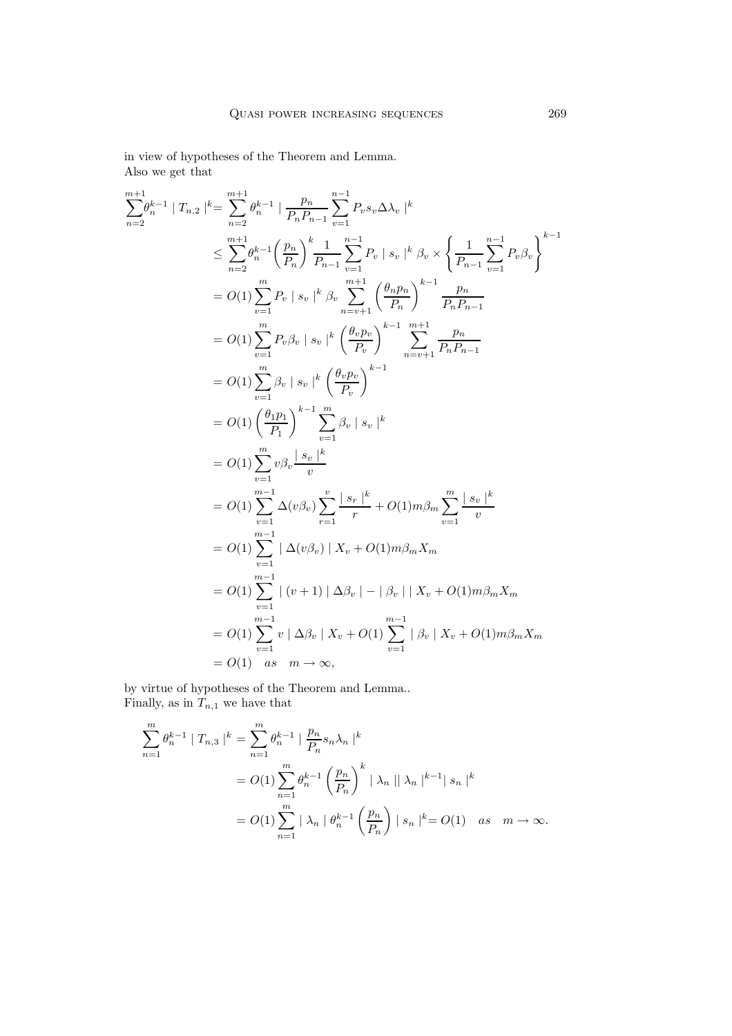in view of hypotheses of the Theorem and Lemma.
Also we get that

$$
\begin{aligned}
\sum_{n=2}^{m+1}\theta_n^{k-1} \mid T_{n,2} \mid^k &= \sum_{n=2}^{m+1}\theta_n^{k-1} \mid \frac{p_n}{P_n P_{n-1}} \sum_{v=1}^{n-1} P_v s_v \Delta\lambda_v \mid^k \\
&\leq \sum_{n=2}^{m+1}\theta_n^{k-1}\left(\frac{p_n}{P_n}\right)^k \frac{1}{P_{n-1}} \sum_{v=1}^{n-1} P_v \mid s_v \mid^k \beta_v \times \left\{\frac{1}{P_{n-1}} \sum_{v=1}^{n-1} P_v \beta_v\right\}^{k-1} \\
&= O(1) \sum_{v=1}^{m} P_v \mid s_v \mid^k \beta_v \sum_{n=v+1}^{m+1} \left(\frac{\theta_n p_n}{P_n}\right)^{k-1} \frac{p_n}{P_n P_{n-1}} \\
&= O(1) \sum_{v=1}^{m} P_v \beta_v \mid s_v \mid^k \left(\frac{\theta_v p_v}{P_v}\right)^{k-1} \sum_{n=v+1}^{m+1} \frac{p_n}{P_n P_{n-1}} \\
&= O(1) \sum_{v=1}^{m} \beta_v \mid s_v \mid^k \left(\frac{\theta_v p_v}{P_v}\right)^{k-1} \\
&= O(1) \left(\frac{\theta_1 p_1}{P_1}\right)^{k-1} \sum_{v=1}^{m} \beta_v \mid s_v \mid^k \\
&= O(1) \sum_{v=1}^{m} v\beta_v \frac{\mid s_v \mid^k}{v} \\
&= O(1) \sum_{v=1}^{m-1} \Delta(v\beta_v) \sum_{r=1}^{v} \frac{\mid s_r \mid^k}{r} + O(1) m\beta_m \sum_{v=1}^{m} \frac{\mid s_v \mid^k}{v} \\
&= O(1) \sum_{v=1}^{m-1} \mid \Delta(v\beta_v) \mid X_v + O(1) m\beta_m X_m \\
&= O(1) \sum_{v=1}^{m-1} \mid (v+1) \mid \Delta\beta_v \mid - \mid \beta_v \mid \mid X_v + O(1) m\beta_m X_m \\
&= O(1) \sum_{v=1}^{m-1} v \mid \Delta\beta_v \mid X_v + O(1) \sum_{v=1}^{m-1} \mid \beta_v \mid X_v + O(1) m\beta_m X_m \\
&= O(1) \quad as \quad m \to \infty,
\end{aligned}
$$

by virtue of hypotheses of the Theorem and Lemma..
Finally, as in $T_{n,1}$ we have that

$$
\begin{aligned}
\sum_{n=1}^{m} \theta_n^{k-1} \mid T_{n,3} \mid^k &= \sum_{n=1}^{m} \theta_n^{k-1} \mid \frac{p_n}{P_n} s_n \lambda_n \mid^k \\
&= O(1) \sum_{n=1}^{m} \theta_n^{k-1} \left(\frac{p_n}{P_n}\right)^k \mid \lambda_n \mid\mid \lambda_n \mid^{k-1} \mid s_n \mid^k \\
&= O(1) \sum_{n=1}^{m} \mid \lambda_n \mid \theta_n^{k-1} \left(\frac{p_n}{P_n}\right) \mid s_n \mid^k = O(1) \quad as \quad m \to \infty.
\end{aligned}
$$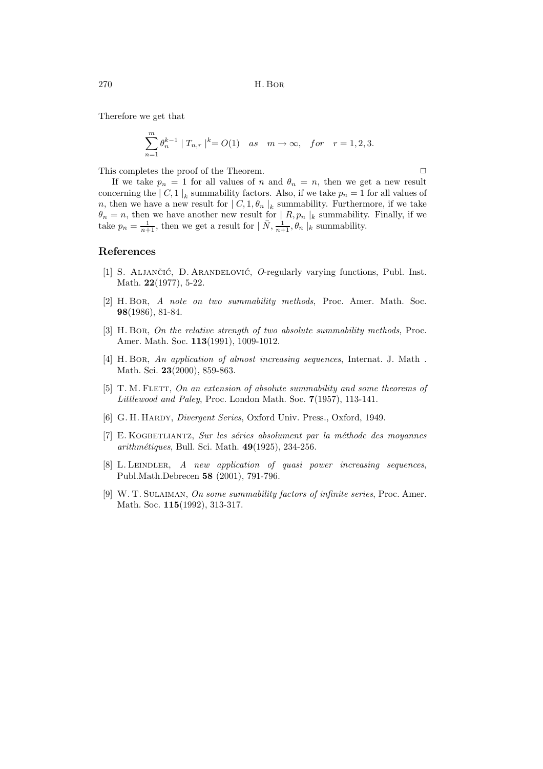Therefore we get that

$$\sum_{n=1}^{m} \theta_n^{k-1} \mid T_{n,r} \mid^k = O(1) \quad as \quad m \to \infty, \quad for \quad r = 1, 2, 3.$$

This completes the proof of the Theorem. □

If we take $p_n = 1$ for all values of $n$ and $\theta_n = n$, then we get a new result concerning the $\mid C, 1 \mid_k$ summability factors. Also, if we take $p_n = 1$ for all values of $n$, then we have a new result for $\mid C, 1, \theta_n \mid_k$ summability. Furthermore, if we take $\theta_n = n$, then we have another new result for $\mid R, p_n \mid_k$ summability. Finally, if we take $p_n = \frac{1}{n+1}$, then we get a result for $\mid \bar{N}, \frac{1}{n+1}, \theta_n \mid_k$ summability.

## References

[1] S. Aljančić, D. Arandelović, *O*-regularly varying functions, Publ. Inst. Math. **22**(1977), 5-22.

[2] H. Bor, *A note on two summability methods*, Proc. Amer. Math. Soc. **98**(1986), 81-84.

[3] H. Bor, *On the relative strength of two absolute summability methods*, Proc. Amer. Math. Soc. **113**(1991), 1009-1012.

[4] H. Bor, *An application of almost increasing sequences*, Internat. J. Math . Math. Sci. **23**(2000), 859-863.

[5] T. M. Flett, *On an extension of absolute summability and some theorems of Littlewood and Paley*, Proc. London Math. Soc. **7**(1957), 113-141.

[6] G. H. Hardy, *Divergent Series*, Oxford Univ. Press., Oxford, 1949.

[7] E. Kogbetliantz, *Sur les séries absolument par la méthode des moyannes arithmétiques*, Bull. Sci. Math. **49**(1925), 234-256.

[8] L. Leindler, *A new application of quasi power increasing sequences*, Publ.Math.Debrecen **58** (2001), 791-796.

[9] W. T. Sulaiman, *On some summability factors of infinite series*, Proc. Amer. Math. Soc. **115**(1992), 313-317.